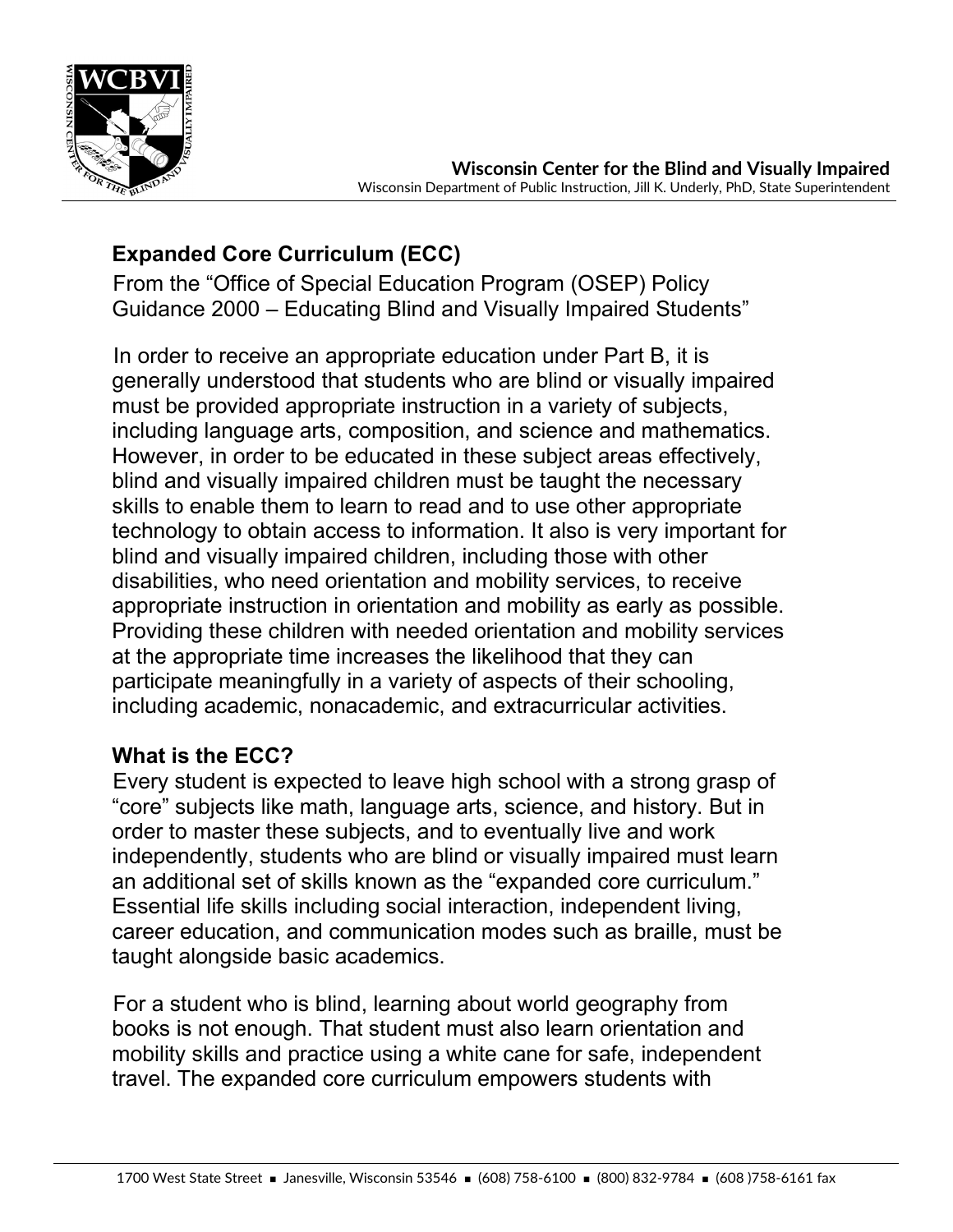**Wisconsin Center for the Blind and Visually Impaired**
Wisconsin Department of Public Instruction, Jill K. Underly, PhD, State Superintendent

## Expanded Core Curriculum (ECC)

From the "Office of Special Education Program (OSEP) Policy Guidance 2000 – Educating Blind and Visually Impaired Students"

In order to receive an appropriate education under Part B, it is generally understood that students who are blind or visually impaired must be provided appropriate instruction in a variety of subjects, including language arts, composition, and science and mathematics. However, in order to be educated in these subject areas effectively, blind and visually impaired children must be taught the necessary skills to enable them to learn to read and to use other appropriate technology to obtain access to information. It also is very important for blind and visually impaired children, including those with other disabilities, who need orientation and mobility services, to receive appropriate instruction in orientation and mobility as early as possible. Providing these children with needed orientation and mobility services at the appropriate time increases the likelihood that they can participate meaningfully in a variety of aspects of their schooling, including academic, nonacademic, and extracurricular activities.

### What is the ECC?

Every student is expected to leave high school with a strong grasp of "core" subjects like math, language arts, science, and history. But in order to master these subjects, and to eventually live and work independently, students who are blind or visually impaired must learn an additional set of skills known as the "expanded core curriculum." Essential life skills including social interaction, independent living, career education, and communication modes such as braille, must be taught alongside basic academics.

For a student who is blind, learning about world geography from books is not enough. That student must also learn orientation and mobility skills and practice using a white cane for safe, independent travel. The expanded core curriculum empowers students with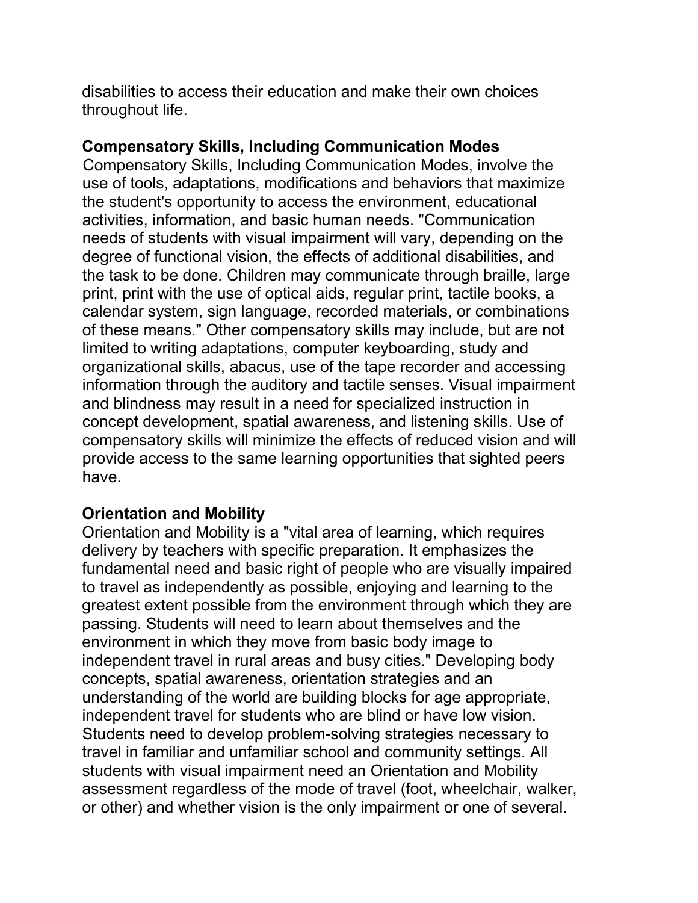disabilities to access their education and make their own choices throughout life.

**Compensatory Skills, Including Communication Modes**

Compensatory Skills, Including Communication Modes, involve the use of tools, adaptations, modifications and behaviors that maximize the student's opportunity to access the environment, educational activities, information, and basic human needs. "Communication needs of students with visual impairment will vary, depending on the degree of functional vision, the effects of additional disabilities, and the task to be done. Children may communicate through braille, large print, print with the use of optical aids, regular print, tactile books, a calendar system, sign language, recorded materials, or combinations of these means." Other compensatory skills may include, but are not limited to writing adaptations, computer keyboarding, study and organizational skills, abacus, use of the tape recorder and accessing information through the auditory and tactile senses. Visual impairment and blindness may result in a need for specialized instruction in concept development, spatial awareness, and listening skills. Use of compensatory skills will minimize the effects of reduced vision and will provide access to the same learning opportunities that sighted peers have.

**Orientation and Mobility**

Orientation and Mobility is a "vital area of learning, which requires delivery by teachers with specific preparation. It emphasizes the fundamental need and basic right of people who are visually impaired to travel as independently as possible, enjoying and learning to the greatest extent possible from the environment through which they are passing. Students will need to learn about themselves and the environment in which they move from basic body image to independent travel in rural areas and busy cities." Developing body concepts, spatial awareness, orientation strategies and an understanding of the world are building blocks for age appropriate, independent travel for students who are blind or have low vision. Students need to develop problem-solving strategies necessary to travel in familiar and unfamiliar school and community settings. All students with visual impairment need an Orientation and Mobility assessment regardless of the mode of travel (foot, wheelchair, walker, or other) and whether vision is the only impairment or one of several.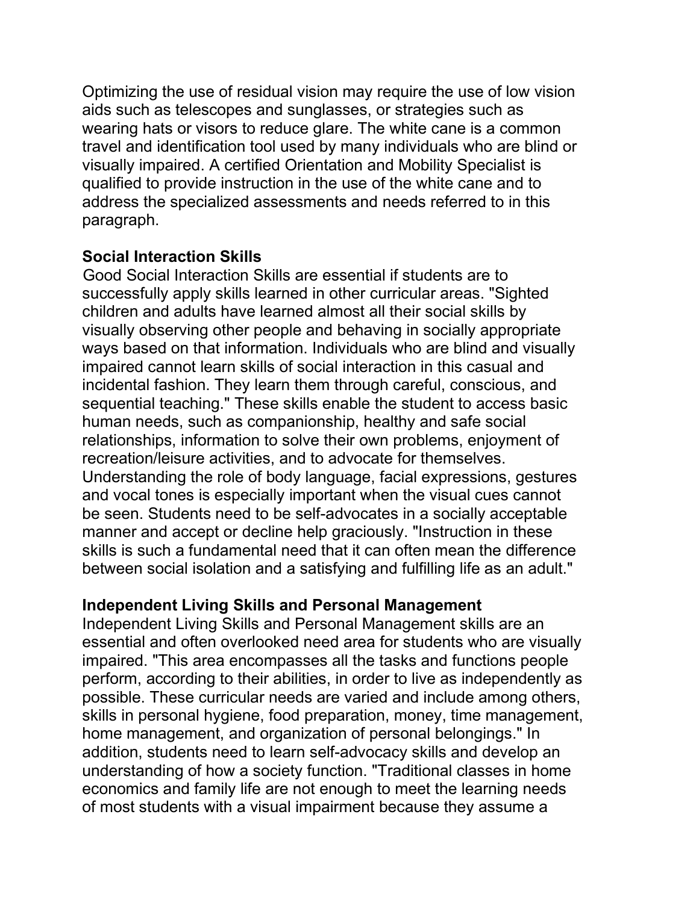Optimizing the use of residual vision may require the use of low vision aids such as telescopes and sunglasses, or strategies such as wearing hats or visors to reduce glare. The white cane is a common travel and identification tool used by many individuals who are blind or visually impaired. A certified Orientation and Mobility Specialist is qualified to provide instruction in the use of the white cane and to address the specialized assessments and needs referred to in this paragraph.

**Social Interaction Skills**

Good Social Interaction Skills are essential if students are to successfully apply skills learned in other curricular areas. "Sighted children and adults have learned almost all their social skills by visually observing other people and behaving in socially appropriate ways based on that information. Individuals who are blind and visually impaired cannot learn skills of social interaction in this casual and incidental fashion. They learn them through careful, conscious, and sequential teaching." These skills enable the student to access basic human needs, such as companionship, healthy and safe social relationships, information to solve their own problems, enjoyment of recreation/leisure activities, and to advocate for themselves. Understanding the role of body language, facial expressions, gestures and vocal tones is especially important when the visual cues cannot be seen. Students need to be self-advocates in a socially acceptable manner and accept or decline help graciously. "Instruction in these skills is such a fundamental need that it can often mean the difference between social isolation and a satisfying and fulfilling life as an adult."

**Independent Living Skills and Personal Management**

Independent Living Skills and Personal Management skills are an essential and often overlooked need area for students who are visually impaired. "This area encompasses all the tasks and functions people perform, according to their abilities, in order to live as independently as possible. These curricular needs are varied and include among others, skills in personal hygiene, food preparation, money, time management, home management, and organization of personal belongings." In addition, students need to learn self-advocacy skills and develop an understanding of how a society function. "Traditional classes in home economics and family life are not enough to meet the learning needs of most students with a visual impairment because they assume a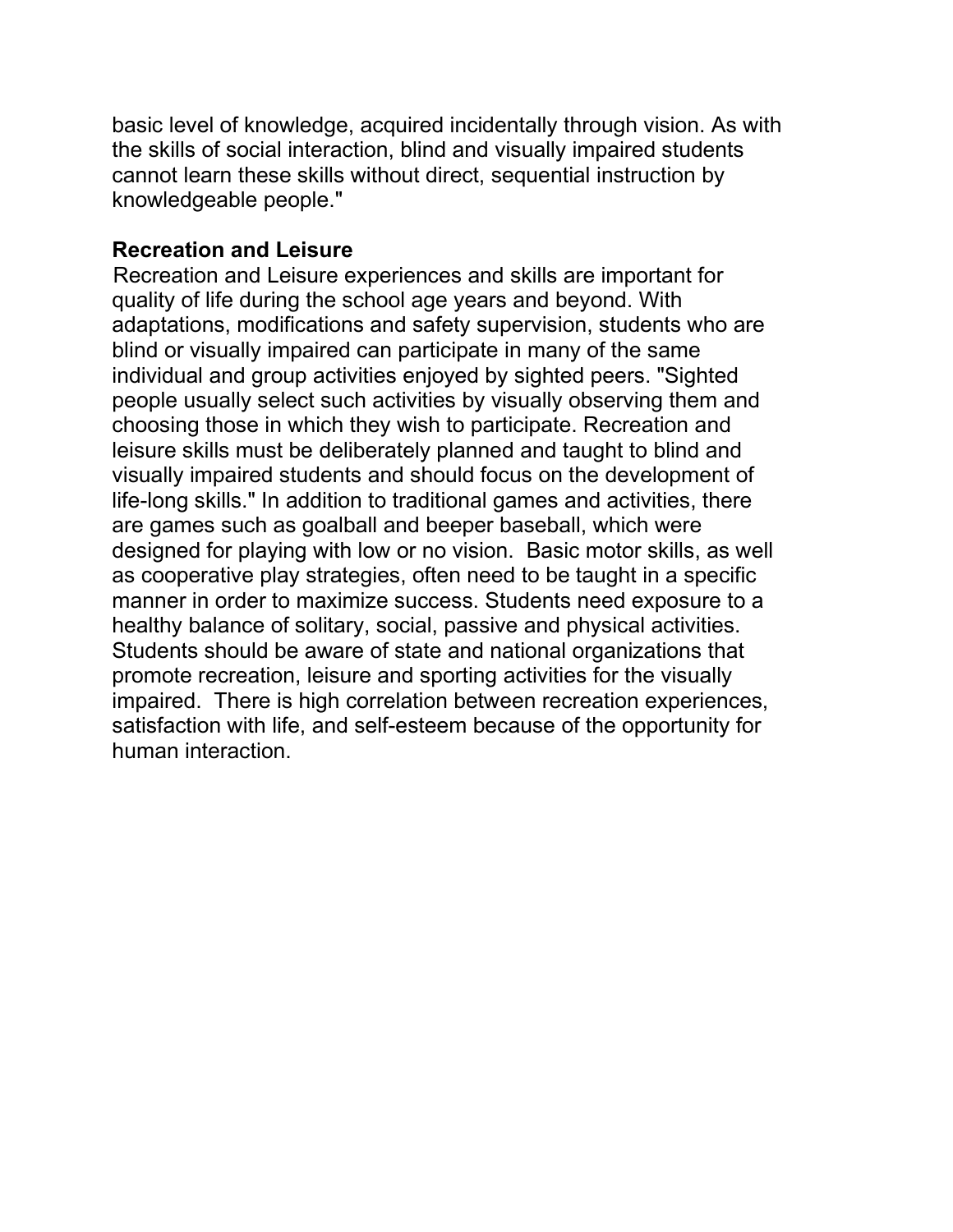basic level of knowledge, acquired incidentally through vision. As with the skills of social interaction, blind and visually impaired students cannot learn these skills without direct, sequential instruction by knowledgeable people."

**Recreation and Leisure**

Recreation and Leisure experiences and skills are important for quality of life during the school age years and beyond. With adaptations, modifications and safety supervision, students who are blind or visually impaired can participate in many of the same individual and group activities enjoyed by sighted peers. "Sighted people usually select such activities by visually observing them and choosing those in which they wish to participate. Recreation and leisure skills must be deliberately planned and taught to blind and visually impaired students and should focus on the development of life-long skills." In addition to traditional games and activities, there are games such as goalball and beeper baseball, which were designed for playing with low or no vision. Basic motor skills, as well as cooperative play strategies, often need to be taught in a specific manner in order to maximize success. Students need exposure to a healthy balance of solitary, social, passive and physical activities. Students should be aware of state and national organizations that promote recreation, leisure and sporting activities for the visually impaired. There is high correlation between recreation experiences, satisfaction with life, and self-esteem because of the opportunity for human interaction.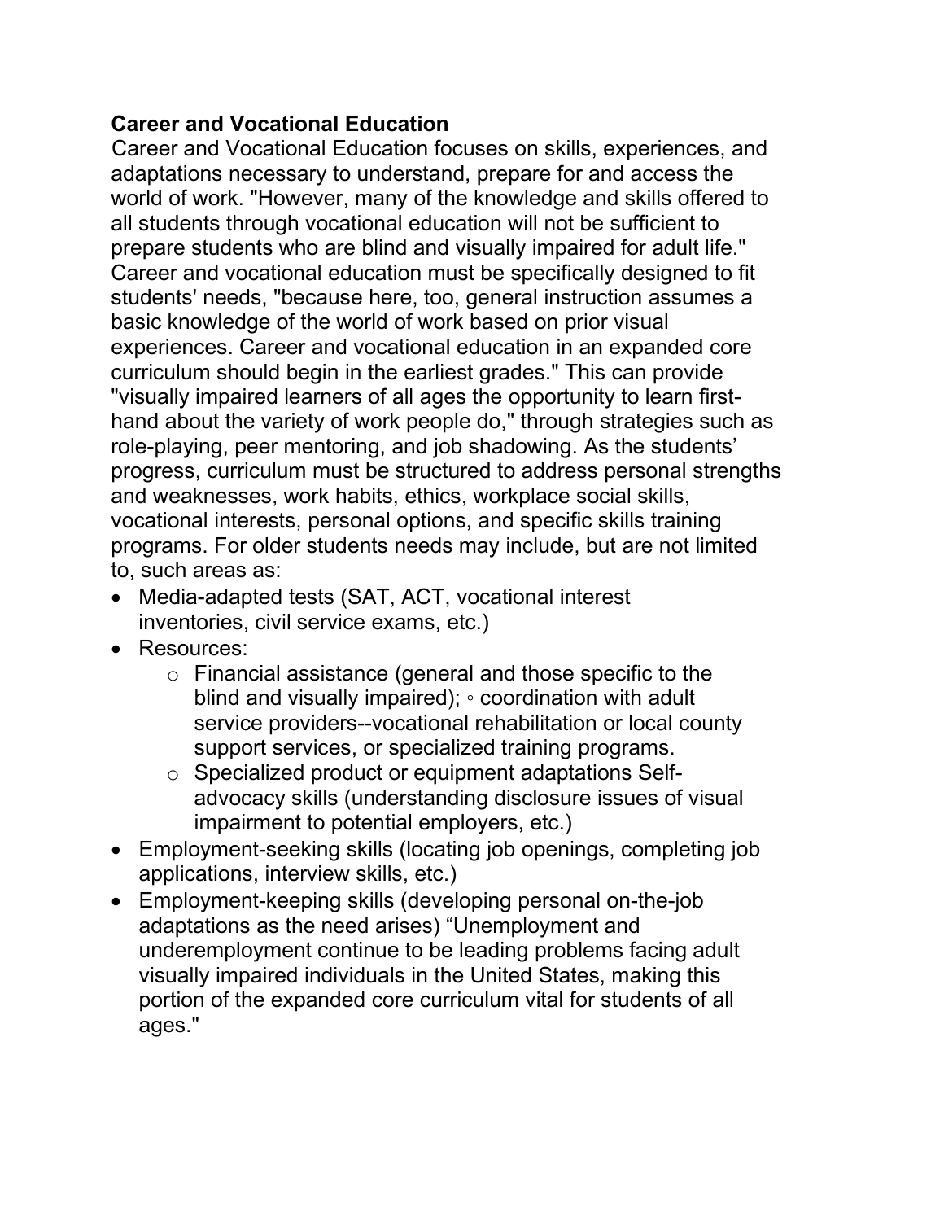**Career and Vocational Education**

Career and Vocational Education focuses on skills, experiences, and adaptations necessary to understand, prepare for and access the world of work. "However, many of the knowledge and skills offered to all students through vocational education will not be sufficient to prepare students who are blind and visually impaired for adult life." Career and vocational education must be specifically designed to fit students' needs, "because here, too, general instruction assumes a basic knowledge of the world of work based on prior visual experiences. Career and vocational education in an expanded core curriculum should begin in the earliest grades." This can provide "visually impaired learners of all ages the opportunity to learn first-hand about the variety of work people do," through strategies such as role-playing, peer mentoring, and job shadowing. As the students' progress, curriculum must be structured to address personal strengths and weaknesses, work habits, ethics, workplace social skills, vocational interests, personal options, and specific skills training programs. For older students needs may include, but are not limited to, such areas as:

- Media-adapted tests (SAT, ACT, vocational interest inventories, civil service exams, etc.)
- Resources:
  - Financial assistance (general and those specific to the blind and visually impaired); ◦ coordination with adult service providers--vocational rehabilitation or local county support services, or specialized training programs.
  - Specialized product or equipment adaptations Self-advocacy skills (understanding disclosure issues of visual impairment to potential employers, etc.)
- Employment-seeking skills (locating job openings, completing job applications, interview skills, etc.)
- Employment-keeping skills (developing personal on-the-job adaptations as the need arises) "Unemployment and underemployment continue to be leading problems facing adult visually impaired individuals in the United States, making this portion of the expanded core curriculum vital for students of all ages."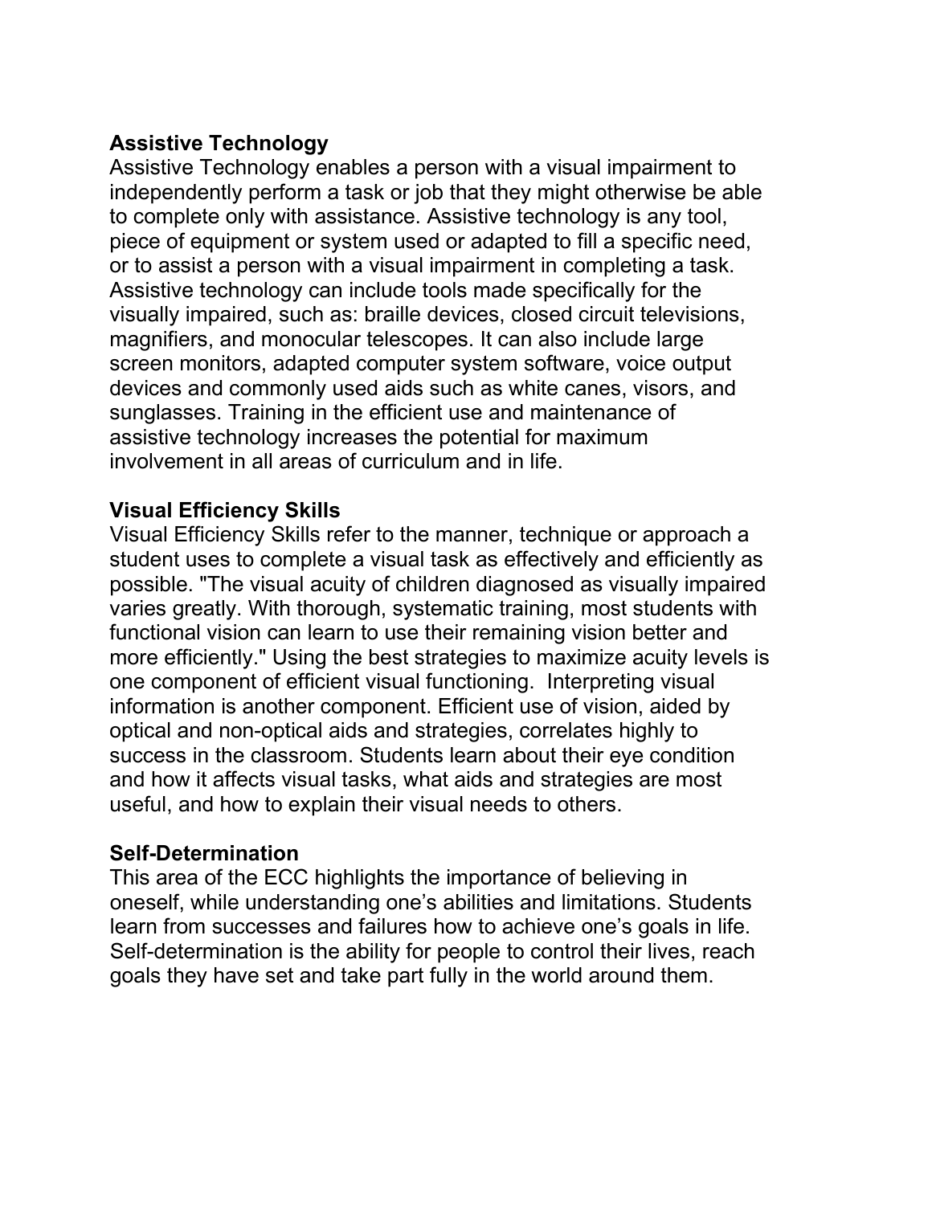**Assistive Technology**
Assistive Technology enables a person with a visual impairment to independently perform a task or job that they might otherwise be able to complete only with assistance. Assistive technology is any tool, piece of equipment or system used or adapted to fill a specific need, or to assist a person with a visual impairment in completing a task. Assistive technology can include tools made specifically for the visually impaired, such as: braille devices, closed circuit televisions, magnifiers, and monocular telescopes. It can also include large screen monitors, adapted computer system software, voice output devices and commonly used aids such as white canes, visors, and sunglasses. Training in the efficient use and maintenance of assistive technology increases the potential for maximum involvement in all areas of curriculum and in life.

**Visual Efficiency Skills**
Visual Efficiency Skills refer to the manner, technique or approach a student uses to complete a visual task as effectively and efficiently as possible. "The visual acuity of children diagnosed as visually impaired varies greatly. With thorough, systematic training, most students with functional vision can learn to use their remaining vision better and more efficiently." Using the best strategies to maximize acuity levels is one component of efficient visual functioning. Interpreting visual information is another component. Efficient use of vision, aided by optical and non-optical aids and strategies, correlates highly to success in the classroom. Students learn about their eye condition and how it affects visual tasks, what aids and strategies are most useful, and how to explain their visual needs to others.

**Self-Determination**
This area of the ECC highlights the importance of believing in oneself, while understanding one's abilities and limitations. Students learn from successes and failures how to achieve one's goals in life. Self-determination is the ability for people to control their lives, reach goals they have set and take part fully in the world around them.